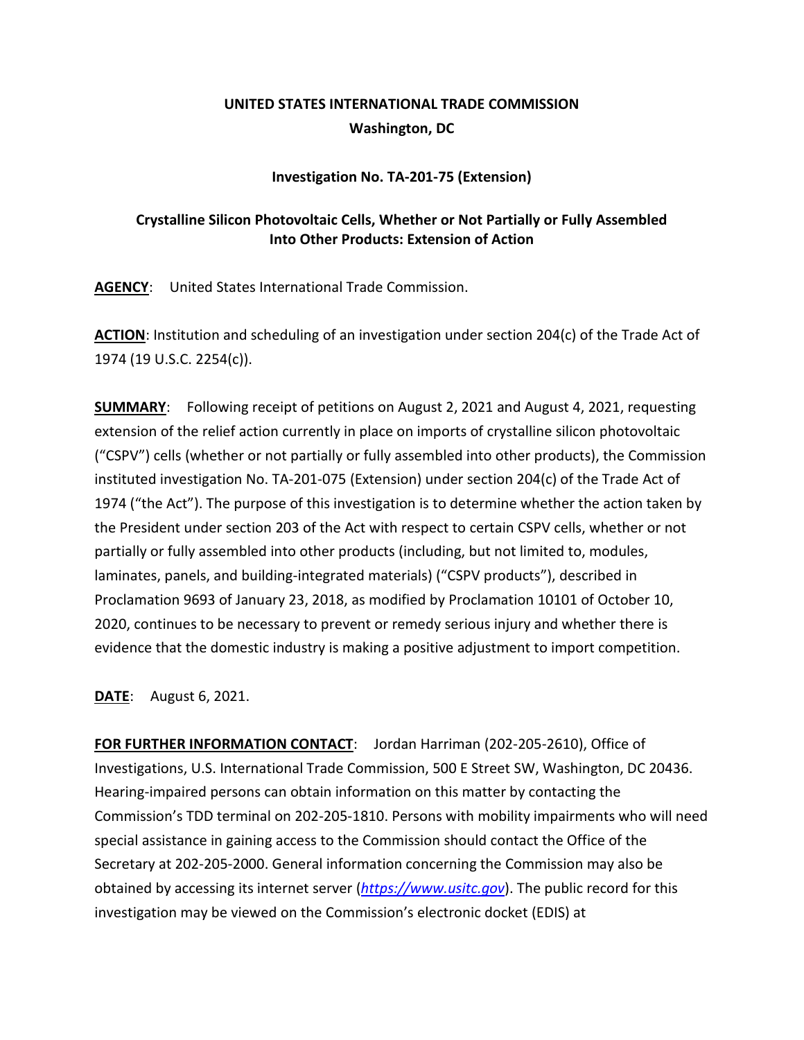**UNITED STATES INTERNATIONAL TRADE COMMISSION**
**Washington, DC**

**Investigation No. TA-201-75 (Extension)**

**Crystalline Silicon Photovoltaic Cells, Whether or Not Partially or Fully Assembled Into Other Products: Extension of Action**

**AGENCY**: United States International Trade Commission.

**ACTION**: Institution and scheduling of an investigation under section 204(c) of the Trade Act of 1974 (19 U.S.C. 2254(c)).

**SUMMARY**: Following receipt of petitions on August 2, 2021 and August 4, 2021, requesting extension of the relief action currently in place on imports of crystalline silicon photovoltaic ("CSPV") cells (whether or not partially or fully assembled into other products), the Commission instituted investigation No. TA-201-075 (Extension) under section 204(c) of the Trade Act of 1974 ("the Act"). The purpose of this investigation is to determine whether the action taken by the President under section 203 of the Act with respect to certain CSPV cells, whether or not partially or fully assembled into other products (including, but not limited to, modules, laminates, panels, and building-integrated materials) ("CSPV products"), described in Proclamation 9693 of January 23, 2018, as modified by Proclamation 10101 of October 10, 2020, continues to be necessary to prevent or remedy serious injury and whether there is evidence that the domestic industry is making a positive adjustment to import competition.

**DATE**: August 6, 2021.

**FOR FURTHER INFORMATION CONTACT**: Jordan Harriman (202-205-2610), Office of Investigations, U.S. International Trade Commission, 500 E Street SW, Washington, DC 20436. Hearing-impaired persons can obtain information on this matter by contacting the Commission's TDD terminal on 202-205-1810. Persons with mobility impairments who will need special assistance in gaining access to the Commission should contact the Office of the Secretary at 202-205-2000. General information concerning the Commission may also be obtained by accessing its internet server (*https://www.usitc.gov*). The public record for this investigation may be viewed on the Commission's electronic docket (EDIS) at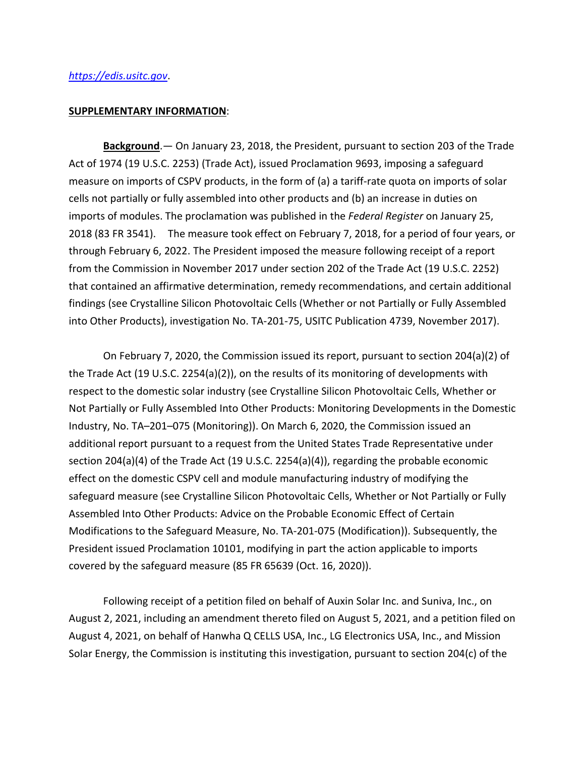*https://edis.usitc.gov*.

**SUPPLEMENTARY INFORMATION**:

**Background**.— On January 23, 2018, the President, pursuant to section 203 of the Trade Act of 1974 (19 U.S.C. 2253) (Trade Act), issued Proclamation 9693, imposing a safeguard measure on imports of CSPV products, in the form of (a) a tariff-rate quota on imports of solar cells not partially or fully assembled into other products and (b) an increase in duties on imports of modules. The proclamation was published in the *Federal Register* on January 25, 2018 (83 FR 3541). The measure took effect on February 7, 2018, for a period of four years, or through February 6, 2022. The President imposed the measure following receipt of a report from the Commission in November 2017 under section 202 of the Trade Act (19 U.S.C. 2252) that contained an affirmative determination, remedy recommendations, and certain additional findings (see Crystalline Silicon Photovoltaic Cells (Whether or not Partially or Fully Assembled into Other Products), investigation No. TA-201-75, USITC Publication 4739, November 2017).

On February 7, 2020, the Commission issued its report, pursuant to section 204(a)(2) of the Trade Act (19 U.S.C. 2254(a)(2)), on the results of its monitoring of developments with respect to the domestic solar industry (see Crystalline Silicon Photovoltaic Cells, Whether or Not Partially or Fully Assembled Into Other Products: Monitoring Developments in the Domestic Industry, No. TA–201–075 (Monitoring)). On March 6, 2020, the Commission issued an additional report pursuant to a request from the United States Trade Representative under section 204(a)(4) of the Trade Act (19 U.S.C. 2254(a)(4)), regarding the probable economic effect on the domestic CSPV cell and module manufacturing industry of modifying the safeguard measure (see Crystalline Silicon Photovoltaic Cells, Whether or Not Partially or Fully Assembled Into Other Products: Advice on the Probable Economic Effect of Certain Modifications to the Safeguard Measure, No. TA-201-075 (Modification)). Subsequently, the President issued Proclamation 10101, modifying in part the action applicable to imports covered by the safeguard measure (85 FR 65639 (Oct. 16, 2020)).

Following receipt of a petition filed on behalf of Auxin Solar Inc. and Suniva, Inc., on August 2, 2021, including an amendment thereto filed on August 5, 2021, and a petition filed on August 4, 2021, on behalf of Hanwha Q CELLS USA, Inc., LG Electronics USA, Inc., and Mission Solar Energy, the Commission is instituting this investigation, pursuant to section 204(c) of the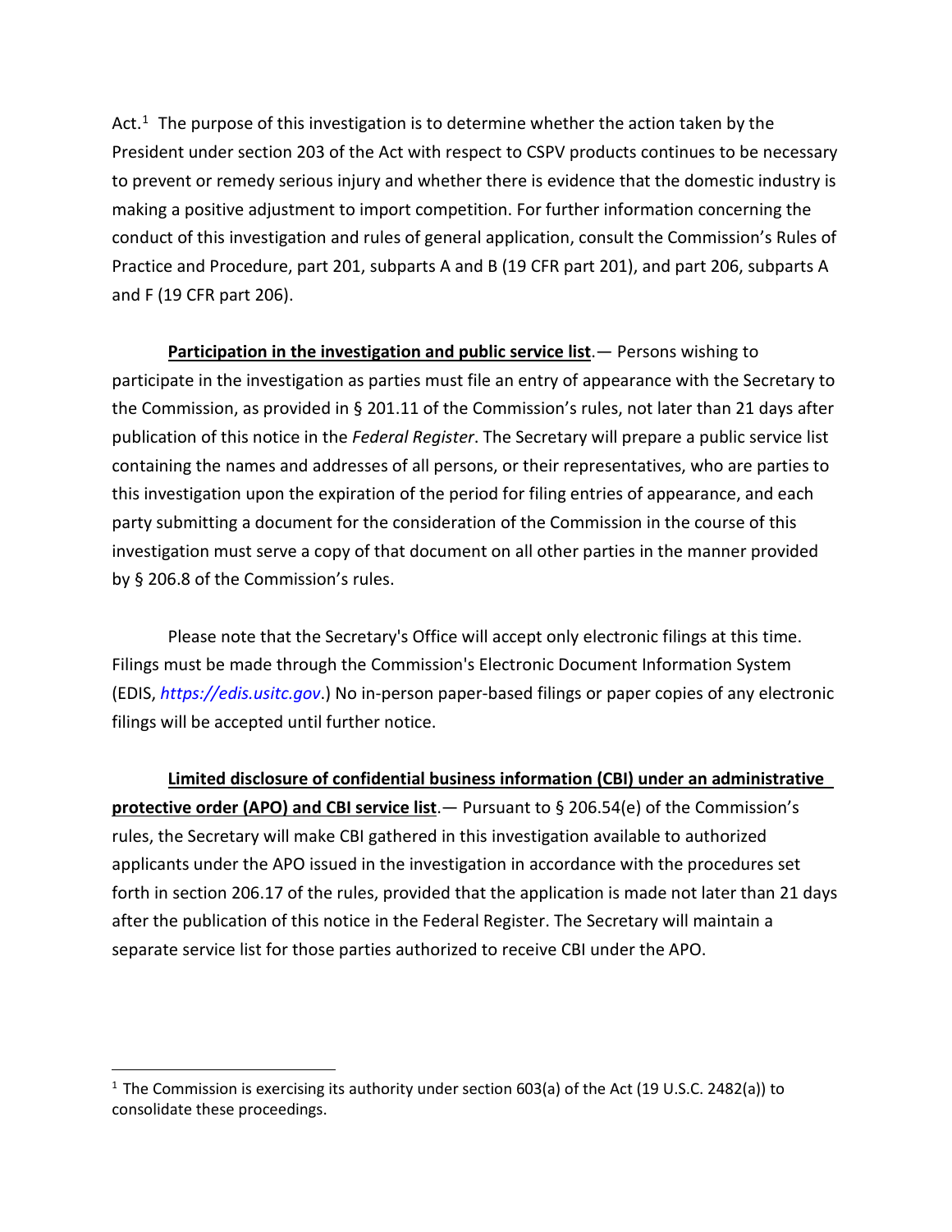Act.[1] The purpose of this investigation is to determine whether the action taken by the President under section 203 of the Act with respect to CSPV products continues to be necessary to prevent or remedy serious injury and whether there is evidence that the domestic industry is making a positive adjustment to import competition. For further information concerning the conduct of this investigation and rules of general application, consult the Commission's Rules of Practice and Procedure, part 201, subparts A and B (19 CFR part 201), and part 206, subparts A and F (19 CFR part 206).

**Participation in the investigation and public service list**.— Persons wishing to participate in the investigation as parties must file an entry of appearance with the Secretary to the Commission, as provided in § 201.11 of the Commission's rules, not later than 21 days after publication of this notice in the *Federal Register*. The Secretary will prepare a public service list containing the names and addresses of all persons, or their representatives, who are parties to this investigation upon the expiration of the period for filing entries of appearance, and each party submitting a document for the consideration of the Commission in the course of this investigation must serve a copy of that document on all other parties in the manner provided by § 206.8 of the Commission's rules.

Please note that the Secretary's Office will accept only electronic filings at this time. Filings must be made through the Commission's Electronic Document Information System (EDIS, *https://edis.usitc.gov*.) No in-person paper-based filings or paper copies of any electronic filings will be accepted until further notice.

**Limited disclosure of confidential business information (CBI) under an administrative protective order (APO) and CBI service list**.— Pursuant to § 206.54(e) of the Commission's rules, the Secretary will make CBI gathered in this investigation available to authorized applicants under the APO issued in the investigation in accordance with the procedures set forth in section 206.17 of the rules, provided that the application is made not later than 21 days after the publication of this notice in the Federal Register. The Secretary will maintain a separate service list for those parties authorized to receive CBI under the APO.

[1] The Commission is exercising its authority under section 603(a) of the Act (19 U.S.C. 2482(a)) to consolidate these proceedings.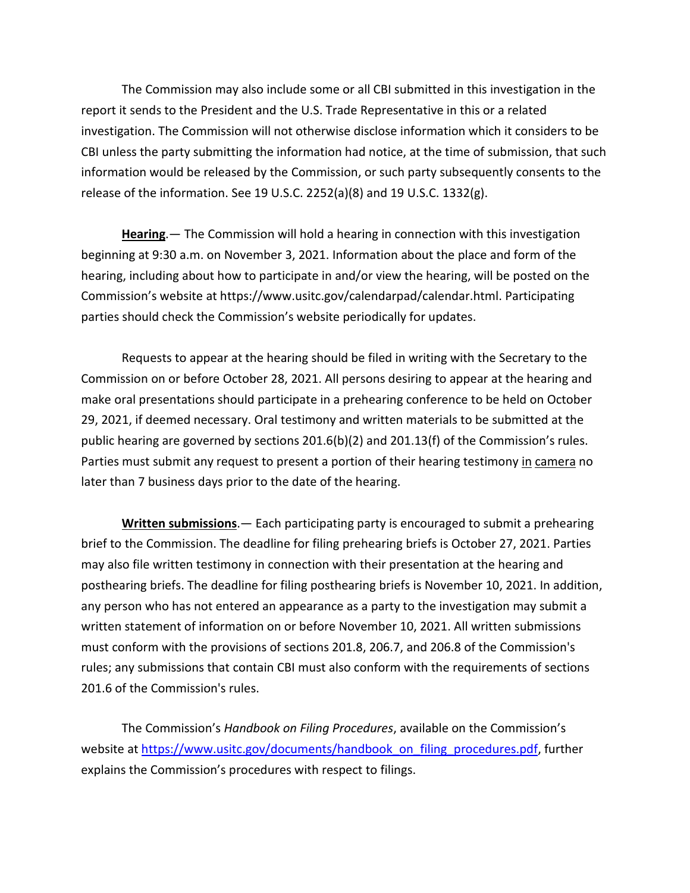The Commission may also include some or all CBI submitted in this investigation in the report it sends to the President and the U.S. Trade Representative in this or a related investigation. The Commission will not otherwise disclose information which it considers to be CBI unless the party submitting the information had notice, at the time of submission, that such information would be released by the Commission, or such party subsequently consents to the release of the information. See 19 U.S.C. 2252(a)(8) and 19 U.S.C. 1332(g).

**Hearing**.— The Commission will hold a hearing in connection with this investigation beginning at 9:30 a.m. on November 3, 2021. Information about the place and form of the hearing, including about how to participate in and/or view the hearing, will be posted on the Commission's website at https://www.usitc.gov/calendarpad/calendar.html. Participating parties should check the Commission's website periodically for updates.

Requests to appear at the hearing should be filed in writing with the Secretary to the Commission on or before October 28, 2021. All persons desiring to appear at the hearing and make oral presentations should participate in a prehearing conference to be held on October 29, 2021, if deemed necessary. Oral testimony and written materials to be submitted at the public hearing are governed by sections 201.6(b)(2) and 201.13(f) of the Commission's rules. Parties must submit any request to present a portion of their hearing testimony in camera no later than 7 business days prior to the date of the hearing.

**Written submissions**.— Each participating party is encouraged to submit a prehearing brief to the Commission. The deadline for filing prehearing briefs is October 27, 2021. Parties may also file written testimony in connection with their presentation at the hearing and posthearing briefs. The deadline for filing posthearing briefs is November 10, 2021. In addition, any person who has not entered an appearance as a party to the investigation may submit a written statement of information on or before November 10, 2021. All written submissions must conform with the provisions of sections 201.8, 206.7, and 206.8 of the Commission's rules; any submissions that contain CBI must also conform with the requirements of sections 201.6 of the Commission's rules.

The Commission's *Handbook on Filing Procedures*, available on the Commission's website at https://www.usitc.gov/documents/handbook_on_filing_procedures.pdf, further explains the Commission's procedures with respect to filings.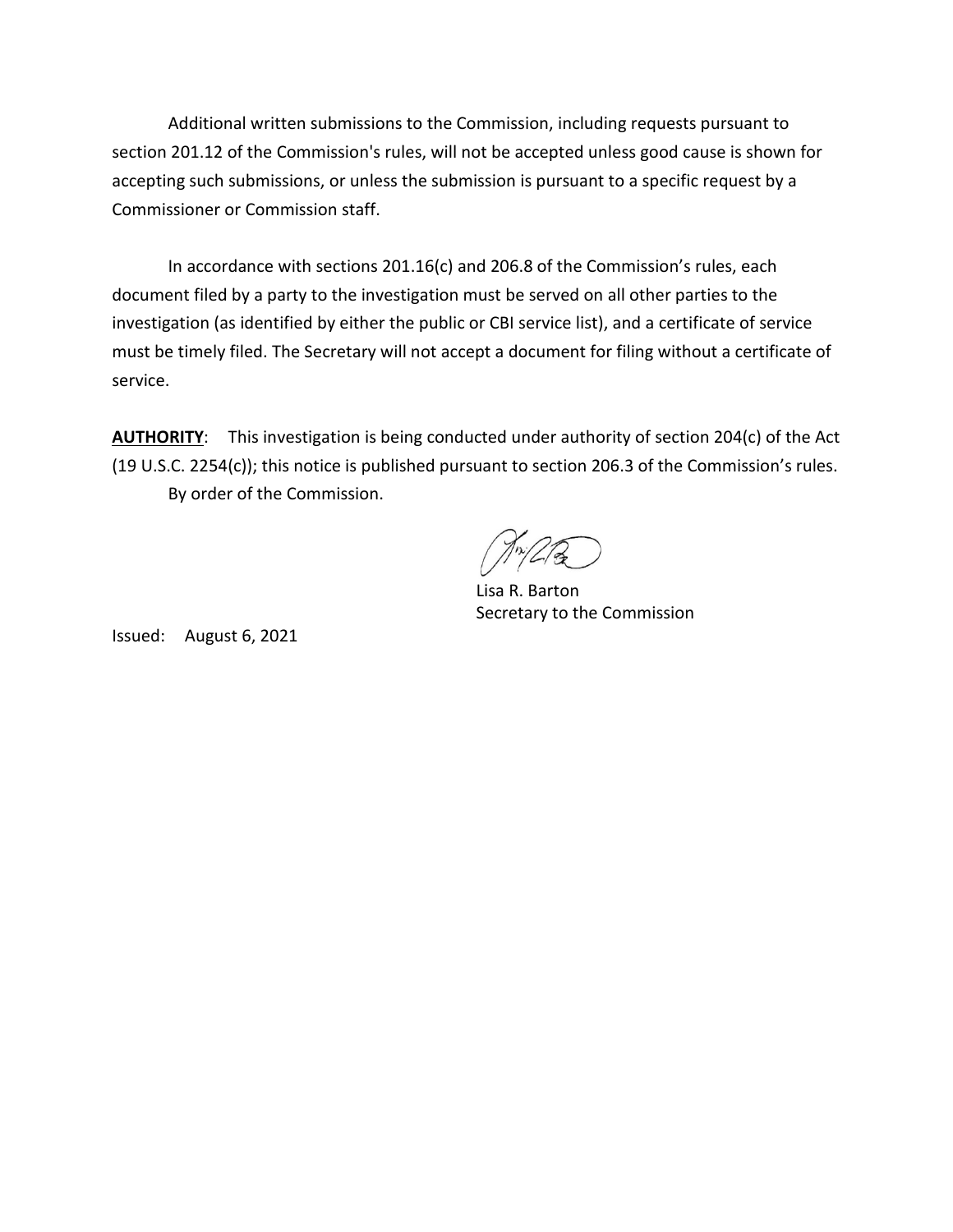Additional written submissions to the Commission, including requests pursuant to section 201.12 of the Commission's rules, will not be accepted unless good cause is shown for accepting such submissions, or unless the submission is pursuant to a specific request by a Commissioner or Commission staff.

In accordance with sections 201.16(c) and 206.8 of the Commission's rules, each document filed by a party to the investigation must be served on all other parties to the investigation (as identified by either the public or CBI service list), and a certificate of service must be timely filed. The Secretary will not accept a document for filing without a certificate of service.

**AUTHORITY**: This investigation is being conducted under authority of section 204(c) of the Act (19 U.S.C. 2254(c)); this notice is published pursuant to section 206.3 of the Commission's rules.

By order of the Commission.

Lisa R. Barton
Secretary to the Commission

Issued: August 6, 2021